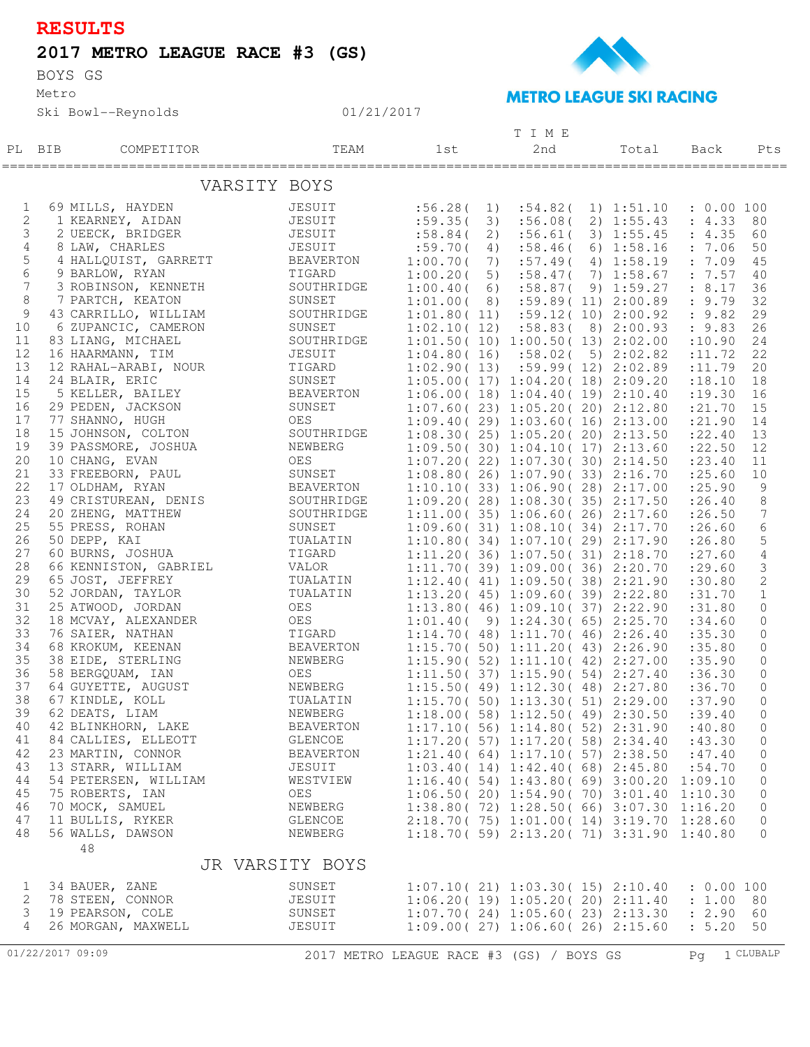# RESULTS

## 2017 METRO LEAGUE RACE #3 (GS)

BOYS GS
Metro
Ski Bowl--Reynolds 01/21/2017

METRO LEAGUE SKI RACING

### VARSITY BOYS

| PL | BIB | COMPETITOR | TEAM | 1st | 2nd | Total | Back | Pts |
|---|---|---|---|---|---|---|---|---|
| 1 | 69 | MILLS, HAYDEN | JESUIT | :56.28( 1) | :54.82( 1) | 1:51.10 | : 0.00 | 100 |
| 2 | 1 | KEARNEY, AIDAN | JESUIT | :59.35( 3) | :56.08( 2) | 1:55.43 | : 4.33 | 80 |
| 3 | 2 | UEECK, BRIDGER | JESUIT | :58.84( 2) | :56.61( 3) | 1:55.45 | : 4.35 | 60 |
| 4 | 8 | LAW, CHARLES | JESUIT | :59.70( 4) | :58.46( 6) | 1:58.16 | : 7.06 | 50 |
| 5 | 4 | HALLQUIST, GARRETT | BEAVERTON | 1:00.70( 7) | :57.49( 4) | 1:58.19 | : 7.09 | 45 |
| 6 | 9 | BARLOW, RYAN | TIGARD | 1:00.20( 5) | :58.47( 7) | 1:58.67 | : 7.57 | 40 |
| 7 | 3 | ROBINSON, KENNETH | SOUTHRIDGE | 1:00.40( 6) | :58.87( 9) | 1:59.27 | : 8.17 | 36 |
| 8 | 7 | PARTCH, KEATON | SUNSET | 1:01.00( 8) | :59.89( 11) | 2:00.89 | : 9.79 | 32 |
| 9 | 43 | CARRILLO, WILLIAM | SOUTHRIDGE | 1:01.80( 11) | :59.12( 10) | 2:00.92 | : 9.82 | 29 |
| 10 | 6 | ZUPANCIC, CAMERON | SUNSET | 1:02.10( 12) | :58.83( 8) | 2:00.93 | : 9.83 | 26 |
| 11 | 83 | LIANG, MICHAEL | SOUTHRIDGE | 1:01.50( 10) | 1:00.50( 13) | 2:02.00 | :10.90 | 24 |
| 12 | 16 | HAARMANN, TIM | JESUIT | 1:04.80( 16) | :58.02( 5) | 2:02.82 | :11.72 | 22 |
| 13 | 12 | RAHAL-ARABI, NOUR | TIGARD | 1:02.90( 13) | :59.99( 12) | 2:02.89 | :11.79 | 20 |
| 14 | 24 | BLAIR, ERIC | SUNSET | 1:05.00( 17) | 1:04.20( 18) | 2:09.20 | :18.10 | 18 |
| 15 | 5 | KELLER, BAILEY | BEAVERTON | 1:06.00( 18) | 1:04.40( 19) | 2:10.40 | :19.30 | 16 |
| 16 | 29 | PEDEN, JACKSON | SUNSET | 1:07.60( 23) | 1:05.20( 20) | 2:12.80 | :21.70 | 15 |
| 17 | 77 | SHANNO, HUGH | OES | 1:09.40( 29) | 1:03.60( 16) | 2:13.00 | :21.90 | 14 |
| 18 | 15 | JOHNSON, COLTON | SOUTHRIDGE | 1:08.30( 25) | 1:05.20( 20) | 2:13.50 | :22.40 | 13 |
| 19 | 39 | PASSMORE, JOSHUA | NEWBERG | 1:09.50( 30) | 1:04.10( 17) | 2:13.60 | :22.50 | 12 |
| 20 | 10 | CHANG, EVAN | OES | 1:07.20( 22) | 1:07.30( 30) | 2:14.50 | :23.40 | 11 |
| 21 | 33 | FREEBORN, PAUL | SUNSET | 1:08.80( 26) | 1:07.90( 33) | 2:16.70 | :25.60 | 10 |
| 22 | 17 | OLDHAM, RYAN | BEAVERTON | 1:10.10( 33) | 1:06.90( 28) | 2:17.00 | :25.90 | 9 |
| 23 | 49 | CRISTUREAN, DENIS | SOUTHRIDGE | 1:09.20( 28) | 1:08.30( 35) | 2:17.50 | :26.40 | 8 |
| 24 | 20 | ZHENG, MATTHEW | SOUTHRIDGE | 1:11.00( 35) | 1:06.60( 26) | 2:17.60 | :26.50 | 7 |
| 25 | 55 | PRESS, ROHAN | SUNSET | 1:09.60( 31) | 1:08.10( 34) | 2:17.70 | :26.60 | 6 |
| 26 | 50 | DEPP, KAI | TUALATIN | 1:10.80( 34) | 1:07.10( 29) | 2:17.90 | :26.80 | 5 |
| 27 | 60 | BURNS, JOSHUA | TIGARD | 1:11.20( 36) | 1:07.50( 31) | 2:18.70 | :27.60 | 4 |
| 28 | 66 | KENNISTON, GABRIEL | VALOR | 1:11.70( 39) | 1:09.00( 36) | 2:20.70 | :29.60 | 3 |
| 29 | 65 | JOST, JEFFREY | TUALATIN | 1:12.40( 41) | 1:09.50( 38) | 2:21.90 | :30.80 | 2 |
| 30 | 52 | JORDAN, TAYLOR | TUALATIN | 1:13.20( 45) | 1:09.60( 39) | 2:22.80 | :31.70 | 1 |
| 31 | 25 | ATWOOD, JORDAN | OES | 1:13.80( 46) | 1:09.10( 37) | 2:22.90 | :31.80 | 0 |
| 32 | 18 | MCVAY, ALEXANDER | OES | 1:01.40( 9) | 1:24.30( 65) | 2:25.70 | :34.60 | 0 |
| 33 | 76 | SAIER, NATHAN | TIGARD | 1:14.70( 48) | 1:11.70( 46) | 2:26.40 | :35.30 | 0 |
| 34 | 68 | KROKUM, KEENAN | BEAVERTON | 1:15.70( 50) | 1:11.20( 43) | 2:26.90 | :35.80 | 0 |
| 35 | 38 | EIDE, STERLING | NEWBERG | 1:15.90( 52) | 1:11.10( 42) | 2:27.00 | :35.90 | 0 |
| 36 | 58 | BERGQUAM, IAN | OES | 1:11.50( 37) | 1:15.90( 54) | 2:27.40 | :36.30 | 0 |
| 37 | 64 | GUYETTE, AUGUST | NEWBERG | 1:15.50( 49) | 1:12.30( 48) | 2:27.80 | :36.70 | 0 |
| 38 | 67 | KINDLE, KOLL | TUALATIN | 1:15.70( 50) | 1:13.30( 51) | 2:29.00 | :37.90 | 0 |
| 39 | 62 | DEATS, LIAM | NEWBERG | 1:18.00( 58) | 1:12.50( 49) | 2:30.50 | :39.40 | 0 |
| 40 | 42 | BLINKHORN, LAKE | BEAVERTON | 1:17.10( 56) | 1:14.80( 52) | 2:31.90 | :40.80 | 0 |
| 41 | 84 | CALLIES, ELLEOTT | GLENCOE | 1:17.20( 57) | 1:17.20( 58) | 2:34.40 | :43.30 | 0 |
| 42 | 23 | MARTIN, CONNOR | BEAVERTON | 1:21.40( 64) | 1:17.10( 57) | 2:38.50 | :47.40 | 0 |
| 43 | 13 | STARR, WILLIAM | JESUIT | 1:03.40( 14) | 1:42.40( 68) | 2:45.80 | :54.70 | 0 |
| 44 | 54 | PETERSEN, WILLIAM | WESTVIEW | 1:16.40( 54) | 1:43.80( 69) | 3:00.20 | 1:09.10 | 0 |
| 45 | 75 | ROBERTS, IAN | OES | 1:06.50( 20) | 1:54.90( 70) | 3:01.40 | 1:10.30 | 0 |
| 46 | 70 | MOCK, SAMUEL | NEWBERG | 1:38.80( 72) | 1:28.50( 66) | 3:07.30 | 1:16.20 | 0 |
| 47 | 11 | BULLIS, RYKER | GLENCOE | 2:18.70( 75) | 1:01.00( 14) | 3:19.70 | 1:28.60 | 0 |
| 48 | 56 | WALLS, DAWSON | NEWBERG | 1:18.70( 59) | 2:13.20( 71) | 3:31.90 | 1:40.80 | 0 |

48

### JR VARSITY BOYS

| PL | BIB | COMPETITOR | TEAM | 1st | 2nd | Total | Back | Pts |
|---|---|---|---|---|---|---|---|---|
| 1 | 34 | BAUER, ZANE | SUNSET | 1:07.10( 21) | 1:03.30( 15) | 2:10.40 | : 0.00 | 100 |
| 2 | 78 | STEEN, CONNOR | JESUIT | 1:06.20( 19) | 1:05.20( 20) | 2:11.40 | : 1.00 | 80 |
| 3 | 19 | PEARSON, COLE | SUNSET | 1:07.70( 24) | 1:05.60( 23) | 2:13.30 | : 2.90 | 60 |
| 4 | 26 | MORGAN, MAXWELL | JESUIT | 1:09.00( 27) | 1:06.60( 26) | 2:15.60 | : 5.20 | 50 |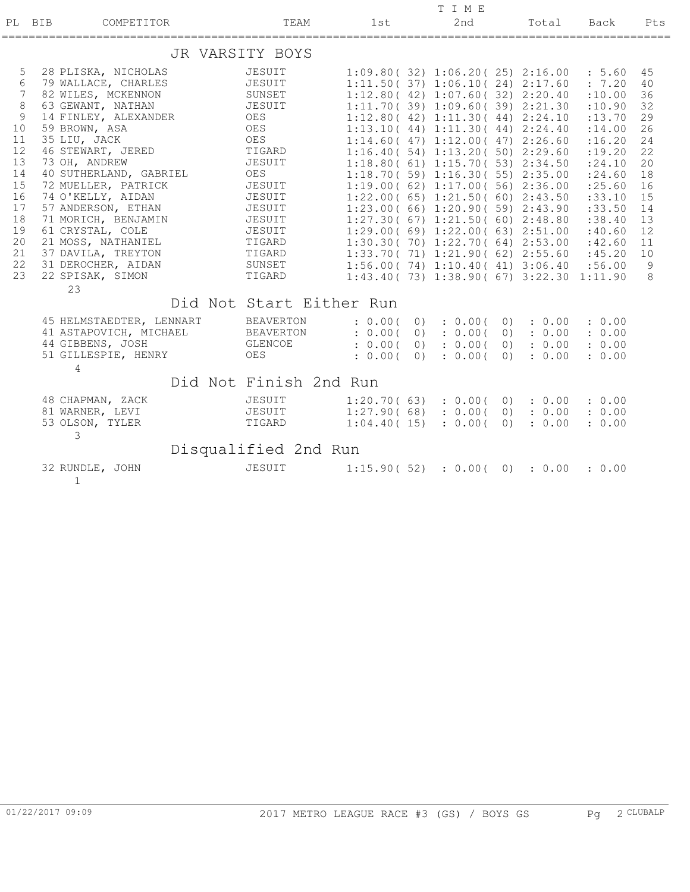| PL | BIB | COMPETITOR | TEAM | 1st | 2nd | Total | Back | Pts |
|---|---|---|---|---|---|---|---|---|
| | | **JR VARSITY BOYS** | | | | | | |
| 5 | 28 | PLISKA, NICHOLAS | JESUIT | 1:09.80( 32) | 1:06.20( 25) | 2:16.00 | : 5.60 | 45 |
| 6 | 79 | WALLACE, CHARLES | JESUIT | 1:11.50( 37) | 1:06.10( 24) | 2:17.60 | : 7.20 | 40 |
| 7 | 82 | WILES, MCKENNON | SUNSET | 1:12.80( 42) | 1:07.60( 32) | 2:20.40 | :10.00 | 36 |
| 8 | 63 | GEWANT, NATHAN | JESUIT | 1:11.70( 39) | 1:09.60( 39) | 2:21.30 | :10.90 | 32 |
| 9 | 14 | FINLEY, ALEXANDER | OES | 1:12.80( 42) | 1:11.30( 44) | 2:24.10 | :13.70 | 29 |
| 10 | 59 | BROWN, ASA | OES | 1:13.10( 44) | 1:11.30( 44) | 2:24.40 | :14.00 | 26 |
| 11 | 35 | LIU, JACK | OES | 1:14.60( 47) | 1:12.00( 47) | 2:26.60 | :16.20 | 24 |
| 12 | 46 | STEWART, JERED | TIGARD | 1:16.40( 54) | 1:13.20( 50) | 2:29.60 | :19.20 | 22 |
| 13 | 73 | OH, ANDREW | JESUIT | 1:18.80( 61) | 1:15.70( 53) | 2:34.50 | :24.10 | 20 |
| 14 | 40 | SUTHERLAND, GABRIEL | OES | 1:18.70( 59) | 1:16.30( 55) | 2:35.00 | :24.60 | 18 |
| 15 | 72 | MUELLER, PATRICK | JESUIT | 1:19.00( 62) | 1:17.00( 56) | 2:36.00 | :25.60 | 16 |
| 16 | 74 | O'KELLY, AIDAN | JESUIT | 1:22.00( 65) | 1:21.50( 60) | 2:43.50 | :33.10 | 15 |
| 17 | 57 | ANDERSON, ETHAN | JESUIT | 1:23.00( 66) | 1:20.90( 59) | 2:43.90 | :33.50 | 14 |
| 18 | 71 | MORICH, BENJAMIN | JESUIT | 1:27.30( 67) | 1:21.50( 60) | 2:48.80 | :38.40 | 13 |
| 19 | 61 | CRYSTAL, COLE | JESUIT | 1:29.00( 69) | 1:22.00( 63) | 2:51.00 | :40.60 | 12 |
| 20 | 21 | MOSS, NATHANIEL | TIGARD | 1:30.30( 70) | 1:22.70( 64) | 2:53.00 | :42.60 | 11 |
| 21 | 37 | DAVILA, TREYTON | TIGARD | 1:33.70( 71) | 1:21.90( 62) | 2:55.60 | :45.20 | 10 |
| 22 | 31 | DEROCHER, AIDAN | SUNSET | 1:56.00( 74) | 1:10.40( 41) | 3:06.40 | :56.00 | 9 |
| 23 | 22 | SPISAK, SIMON | TIGARD | 1:43.40( 73) | 1:38.90( 67) | 3:22.30 | 1:11.90 | 8 |
| | 23 | | | | | | | |
| | | **Did Not Start Either Run** | | | | | | |
| | 45 | HELMSTAEDTER, LENNART | BEAVERTON | : 0.00( 0) | : 0.00( 0) | : 0.00 | : 0.00 | |
| | 41 | ASTAPOVICH, MICHAEL | BEAVERTON | : 0.00( 0) | : 0.00( 0) | : 0.00 | : 0.00 | |
| | 44 | GIBBENS, JOSH | GLENCOE | : 0.00( 0) | : 0.00( 0) | : 0.00 | : 0.00 | |
| | 51 | GILLESPIE, HENRY | OES | : 0.00( 0) | : 0.00( 0) | : 0.00 | : 0.00 | |
| | 4 | | | | | | | |
| | | **Did Not Finish 2nd Run** | | | | | | |
| | 48 | CHAPMAN, ZACK | JESUIT | 1:20.70( 63) | : 0.00( 0) | : 0.00 | : 0.00 | |
| | 81 | WARNER, LEVI | JESUIT | 1:27.90( 68) | : 0.00( 0) | : 0.00 | : 0.00 | |
| | 53 | OLSON, TYLER | TIGARD | 1:04.40( 15) | : 0.00( 0) | : 0.00 | : 0.00 | |
| | 3 | | | | | | | |
| | | **Disqualified 2nd Run** | | | | | | |
| | 32 | RUNDLE, JOHN | JESUIT | 1:15.90( 52) | : 0.00( 0) | : 0.00 | : 0.00 | |
| | 1 | | | | | | | |

01/22/2017 09:09 — 2017 METRO LEAGUE RACE #3 (GS) / BOYS GS — CLUBALP